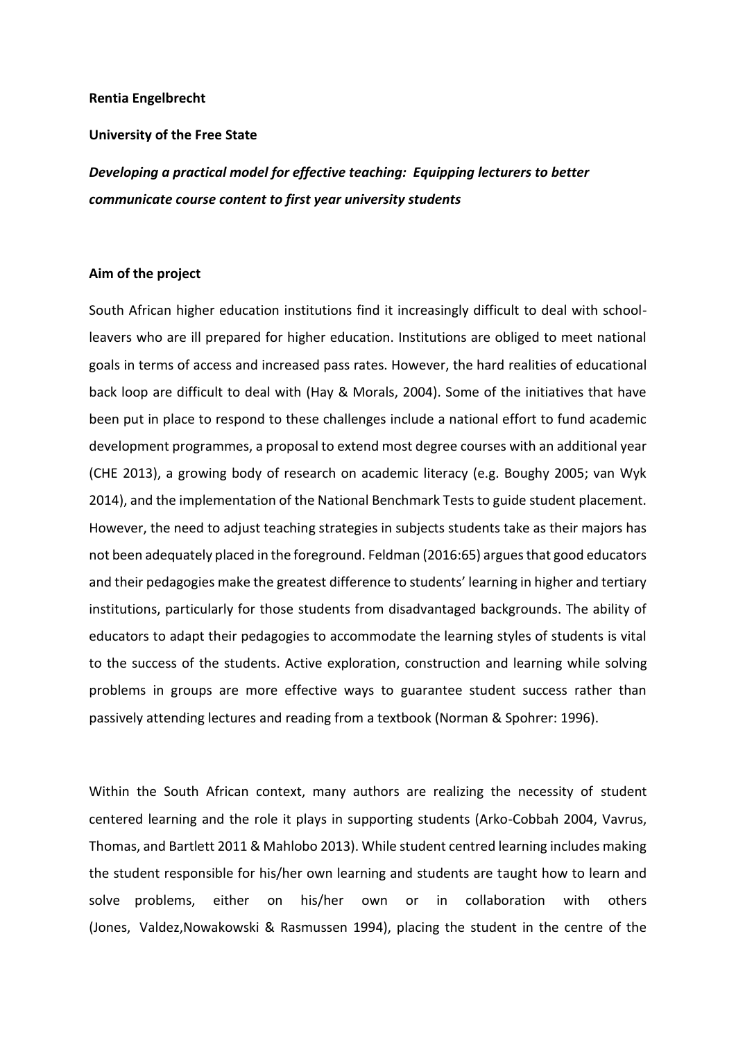**Rentia Engelbrecht**

**University of the Free State**

***Developing a practical model for effective teaching: Equipping lecturers to better communicate course content to first year university students***

**Aim of the project**

South African higher education institutions find it increasingly difficult to deal with school-leavers who are ill prepared for higher education. Institutions are obliged to meet national goals in terms of access and increased pass rates. However, the hard realities of educational back loop are difficult to deal with (Hay & Morals, 2004). Some of the initiatives that have been put in place to respond to these challenges include a national effort to fund academic development programmes, a proposal to extend most degree courses with an additional year (CHE 2013), a growing body of research on academic literacy (e.g. Boughy 2005; van Wyk 2014), and the implementation of the National Benchmark Tests to guide student placement. However, the need to adjust teaching strategies in subjects students take as their majors has not been adequately placed in the foreground. Feldman (2016:65) argues that good educators and their pedagogies make the greatest difference to students' learning in higher and tertiary institutions, particularly for those students from disadvantaged backgrounds. The ability of educators to adapt their pedagogies to accommodate the learning styles of students is vital to the success of the students. Active exploration, construction and learning while solving problems in groups are more effective ways to guarantee student success rather than passively attending lectures and reading from a textbook (Norman & Spohrer: 1996).

Within the South African context, many authors are realizing the necessity of student centered learning and the role it plays in supporting students (Arko-Cobbah 2004, Vavrus, Thomas, and Bartlett 2011 & Mahlobo 2013). While student centred learning includes making the student responsible for his/her own learning and students are taught how to learn and solve problems, either on his/her own or in collaboration with others (Jones, Valdez,Nowakowski & Rasmussen 1994), placing the student in the centre of the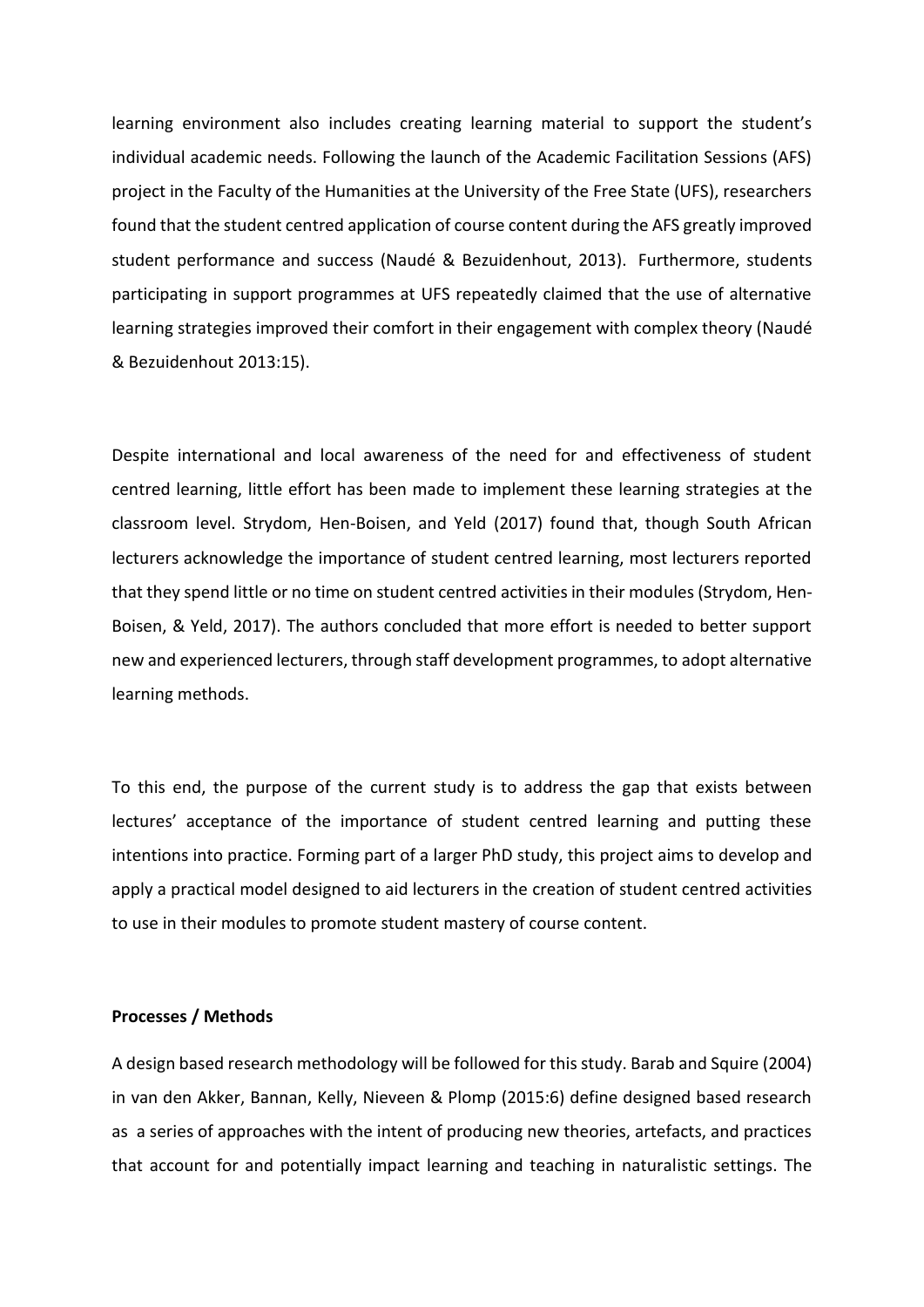learning environment also includes creating learning material to support the student's individual academic needs. Following the launch of the Academic Facilitation Sessions (AFS) project in the Faculty of the Humanities at the University of the Free State (UFS), researchers found that the student centred application of course content during the AFS greatly improved student performance and success (Naudé & Bezuidenhout, 2013). Furthermore, students participating in support programmes at UFS repeatedly claimed that the use of alternative learning strategies improved their comfort in their engagement with complex theory (Naudé & Bezuidenhout 2013:15).

Despite international and local awareness of the need for and effectiveness of student centred learning, little effort has been made to implement these learning strategies at the classroom level. Strydom, Hen-Boisen, and Yeld (2017) found that, though South African lecturers acknowledge the importance of student centred learning, most lecturers reported that they spend little or no time on student centred activities in their modules (Strydom, Hen-Boisen, & Yeld, 2017). The authors concluded that more effort is needed to better support new and experienced lecturers, through staff development programmes, to adopt alternative learning methods.

To this end, the purpose of the current study is to address the gap that exists between lectures' acceptance of the importance of student centred learning and putting these intentions into practice. Forming part of a larger PhD study, this project aims to develop and apply a practical model designed to aid lecturers in the creation of student centred activities to use in their modules to promote student mastery of course content.

**Processes / Methods**

A design based research methodology will be followed for this study. Barab and Squire (2004) in van den Akker, Bannan, Kelly, Nieveen & Plomp (2015:6) define designed based research as a series of approaches with the intent of producing new theories, artefacts, and practices that account for and potentially impact learning and teaching in naturalistic settings. The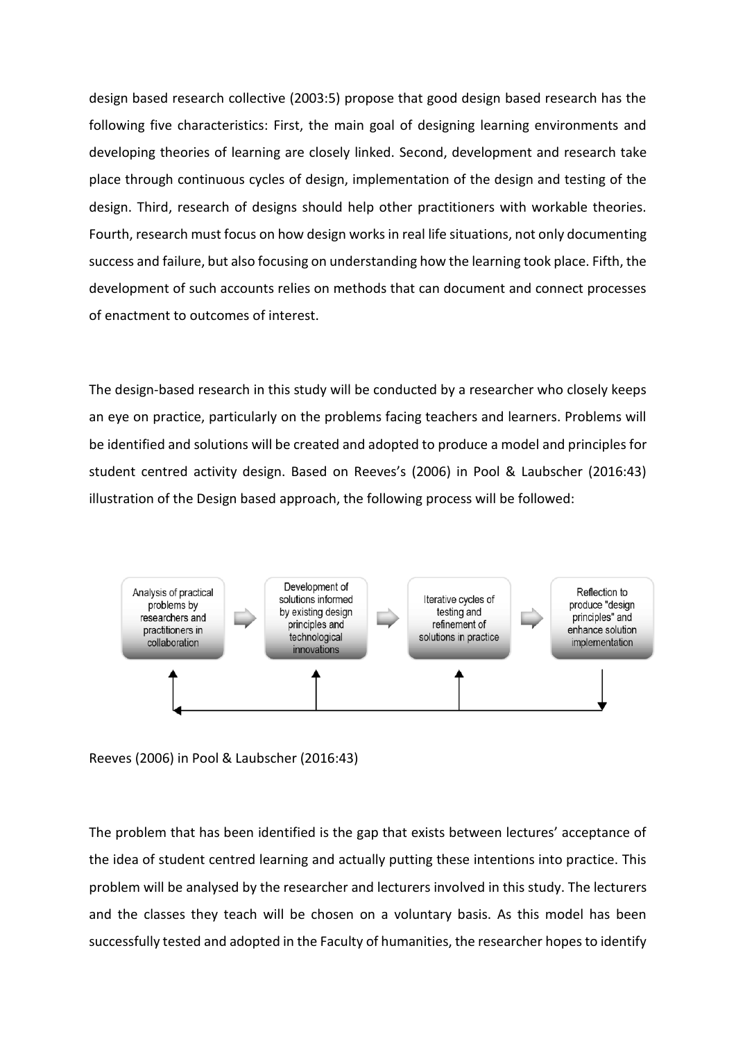design based research collective (2003:5) propose that good design based research has the following five characteristics: First, the main goal of designing learning environments and developing theories of learning are closely linked. Second, development and research take place through continuous cycles of design, implementation of the design and testing of the design. Third, research of designs should help other practitioners with workable theories. Fourth, research must focus on how design works in real life situations, not only documenting success and failure, but also focusing on understanding how the learning took place. Fifth, the development of such accounts relies on methods that can document and connect processes of enactment to outcomes of interest.

The design-based research in this study will be conducted by a researcher who closely keeps an eye on practice, particularly on the problems facing teachers and learners. Problems will be identified and solutions will be created and adopted to produce a model and principles for student centred activity design. Based on Reeves's (2006) in Pool & Laubscher (2016:43) illustration of the Design based approach, the following process will be followed:

Analysis of practical problems by researchers and practitioners in collaboration → Development of solutions informed by existing design principles and technological innovations → Iterative cycles of testing and refinement of solutions in practice → Reflection to produce "design principles" and enhance solution implementation

Reeves (2006) in Pool & Laubscher (2016:43)

The problem that has been identified is the gap that exists between lectures' acceptance of the idea of student centred learning and actually putting these intentions into practice. This problem will be analysed by the researcher and lecturers involved in this study. The lecturers and the classes they teach will be chosen on a voluntary basis. As this model has been successfully tested and adopted in the Faculty of humanities, the researcher hopes to identify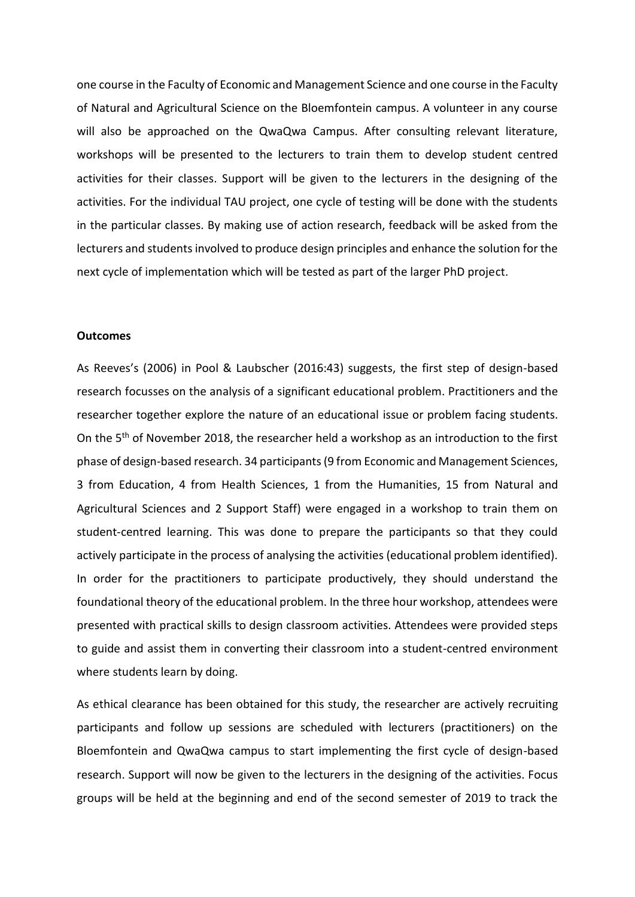one course in the Faculty of Economic and Management Science and one course in the Faculty of Natural and Agricultural Science on the Bloemfontein campus. A volunteer in any course will also be approached on the QwaQwa Campus. After consulting relevant literature, workshops will be presented to the lecturers to train them to develop student centred activities for their classes. Support will be given to the lecturers in the designing of the activities. For the individual TAU project, one cycle of testing will be done with the students in the particular classes. By making use of action research, feedback will be asked from the lecturers and students involved to produce design principles and enhance the solution for the next cycle of implementation which will be tested as part of the larger PhD project.

**Outcomes**

As Reeves's (2006) in Pool & Laubscher (2016:43) suggests, the first step of design-based research focusses on the analysis of a significant educational problem. Practitioners and the researcher together explore the nature of an educational issue or problem facing students. On the 5th of November 2018, the researcher held a workshop as an introduction to the first phase of design-based research. 34 participants (9 from Economic and Management Sciences, 3 from Education, 4 from Health Sciences, 1 from the Humanities, 15 from Natural and Agricultural Sciences and 2 Support Staff) were engaged in a workshop to train them on student-centred learning. This was done to prepare the participants so that they could actively participate in the process of analysing the activities (educational problem identified). In order for the practitioners to participate productively, they should understand the foundational theory of the educational problem. In the three hour workshop, attendees were presented with practical skills to design classroom activities. Attendees were provided steps to guide and assist them in converting their classroom into a student-centred environment where students learn by doing.

As ethical clearance has been obtained for this study, the researcher are actively recruiting participants and follow up sessions are scheduled with lecturers (practitioners) on the Bloemfontein and QwaQwa campus to start implementing the first cycle of design-based research. Support will now be given to the lecturers in the designing of the activities. Focus groups will be held at the beginning and end of the second semester of 2019 to track the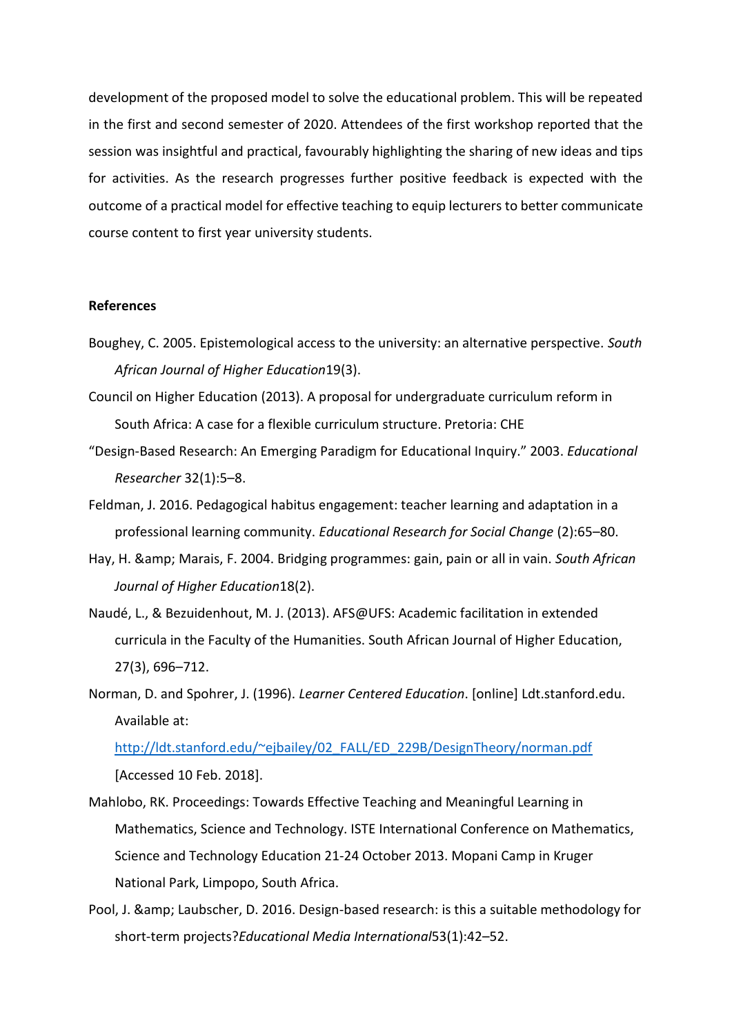development of the proposed model to solve the educational problem. This will be repeated in the first and second semester of 2020. Attendees of the first workshop reported that the session was insightful and practical, favourably highlighting the sharing of new ideas and tips for activities. As the research progresses further positive feedback is expected with the outcome of a practical model for effective teaching to equip lecturers to better communicate course content to first year university students.

**References**

Boughey, C. 2005. Epistemological access to the university: an alternative perspective. *South African Journal of Higher Education*19(3).

Council on Higher Education (2013). A proposal for undergraduate curriculum reform in South Africa: A case for a flexible curriculum structure. Pretoria: CHE

"Design-Based Research: An Emerging Paradigm for Educational Inquiry." 2003. *Educational Researcher* 32(1):5–8.

Feldman, J. 2016. Pedagogical habitus engagement: teacher learning and adaptation in a professional learning community. *Educational Research for Social Change* (2):65–80.

Hay, H. &amp; Marais, F. 2004. Bridging programmes: gain, pain or all in vain. *South African Journal of Higher Education*18(2).

Naudé, L., & Bezuidenhout, M. J. (2013). AFS@UFS: Academic facilitation in extended curricula in the Faculty of the Humanities. South African Journal of Higher Education, 27(3), 696–712.

Norman, D. and Spohrer, J. (1996). *Learner Centered Education*. [online] Ldt.stanford.edu. Available at: http://ldt.stanford.edu/~ejbailey/02_FALL/ED_229B/DesignTheory/norman.pdf [Accessed 10 Feb. 2018].

Mahlobo, RK. Proceedings: Towards Effective Teaching and Meaningful Learning in Mathematics, Science and Technology. ISTE International Conference on Mathematics, Science and Technology Education 21-24 October 2013. Mopani Camp in Kruger National Park, Limpopo, South Africa.

Pool, J. &amp; Laubscher, D. 2016. Design-based research: is this a suitable methodology for short-term projects?*Educational Media International*53(1):42–52.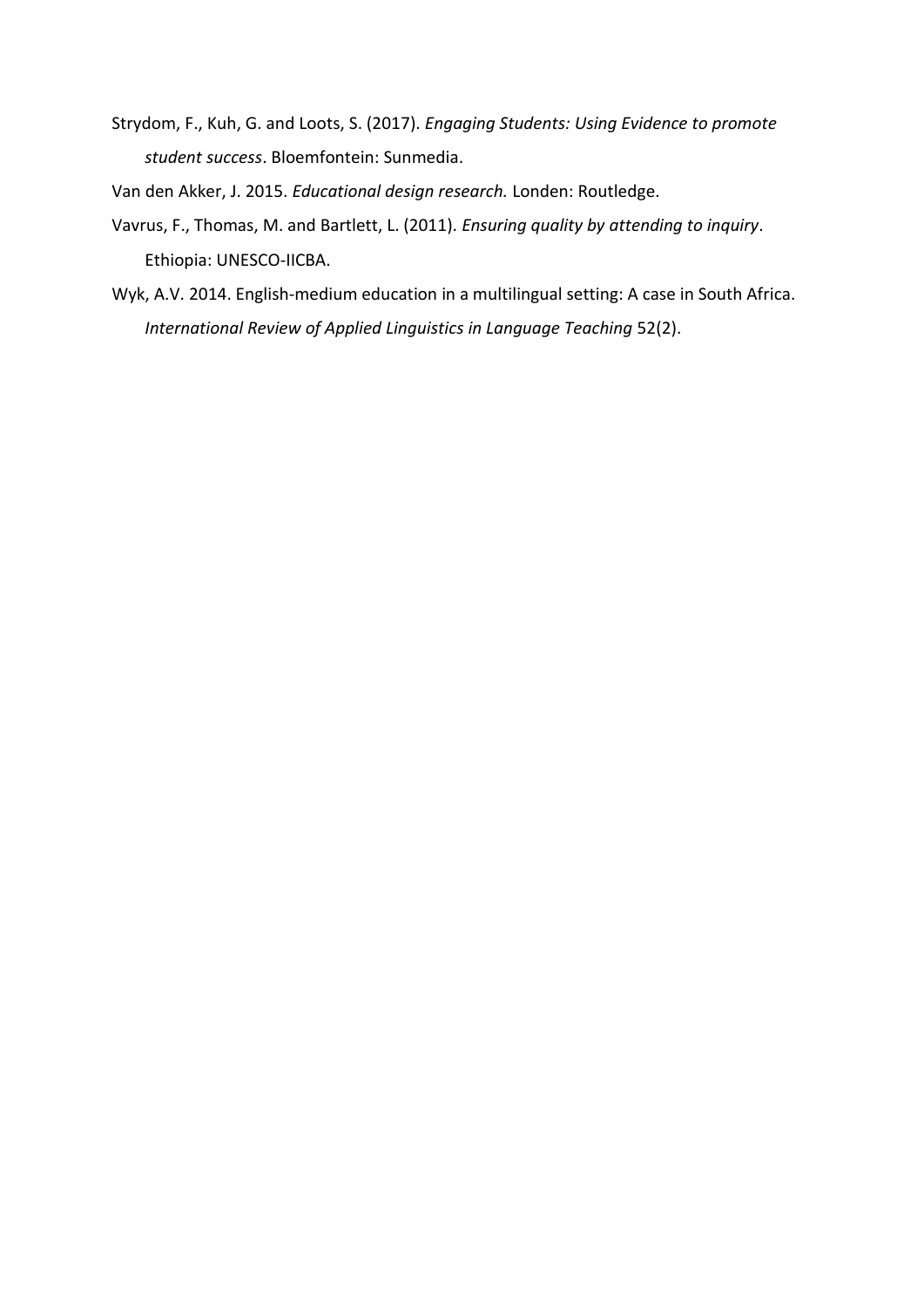Strydom, F., Kuh, G. and Loots, S. (2017). *Engaging Students: Using Evidence to promote student success*. Bloemfontein: Sunmedia.

Van den Akker, J. 2015. *Educational design research.* Londen: Routledge.

Vavrus, F., Thomas, M. and Bartlett, L. (2011). *Ensuring quality by attending to inquiry*. Ethiopia: UNESCO-IICBA.

Wyk, A.V. 2014. English-medium education in a multilingual setting: A case in South Africa. *International Review of Applied Linguistics in Language Teaching* 52(2).